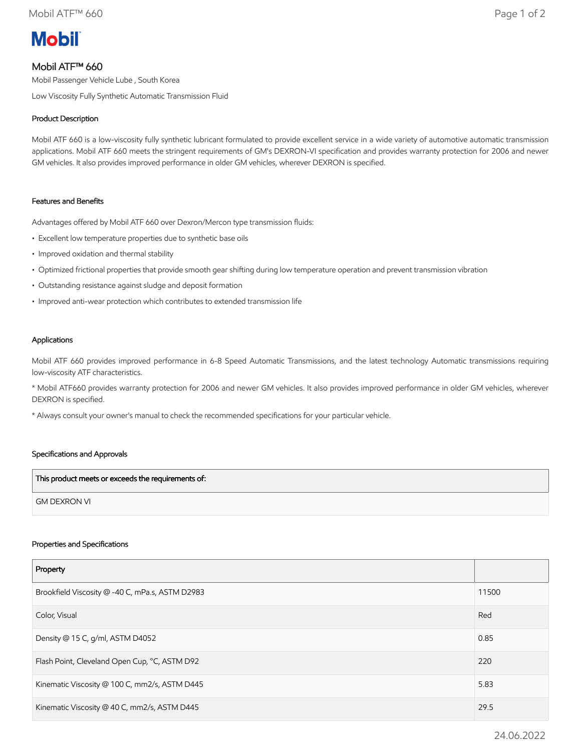# Mobil ATF™ 660

Mobil Passenger Vehicle Lube , South Korea

Low Viscosity Fully Synthetic Automatic Transmission Fluid

## Product Description

Mobil ATF 660 is a low-viscosity fully synthetic lubricant formulated to provide excellent service in a wide variety of automotive automatic transmission applications. Mobil ATF 660 meets the stringent requirements of GM's DEXRON-VI specification and provides warranty protection for 2006 and newer GM vehicles. It also provides improved performance in older GM vehicles, wherever DEXRON is specified.

## Features and Benefits

Advantages offered by Mobil ATF 660 over Dexron/Mercon type transmission fluids:

- Excellent low temperature properties due to synthetic base oils
- Improved oxidation and thermal stability
- Optimized frictional properties that provide smooth gear shifting during low temperature operation and prevent transmission vibration
- Outstanding resistance against sludge and deposit formation
- Improved anti-wear protection which contributes to extended transmission life

## Applications

Mobil ATF 660 provides improved performance in 6-8 Speed Automatic Transmissions, and the latest technology Automatic transmissions requiring low-viscosity ATF characteristics.

* Mobil ATF660 provides warranty protection for 2006 and newer GM vehicles. It also provides improved performance in older GM vehicles, wherever DEXRON is specified.

* Always consult your owner's manual to check the recommended specifications for your particular vehicle.

## Specifications and Approvals

| This product meets or exceeds the requirements of: |
|---|
| GM DEXRON VI |

## Properties and Specifications

| Property | |
|---|---|
| Brookfield Viscosity @ -40 C, mPa.s, ASTM D2983 | 11500 |
| Color, Visual | Red |
| Density @ 15 C, g/ml, ASTM D4052 | 0.85 |
| Flash Point, Cleveland Open Cup, °C, ASTM D92 | 220 |
| Kinematic Viscosity @ 100 C, mm2/s, ASTM D445 | 5.83 |
| Kinematic Viscosity @ 40 C, mm2/s, ASTM D445 | 29.5 |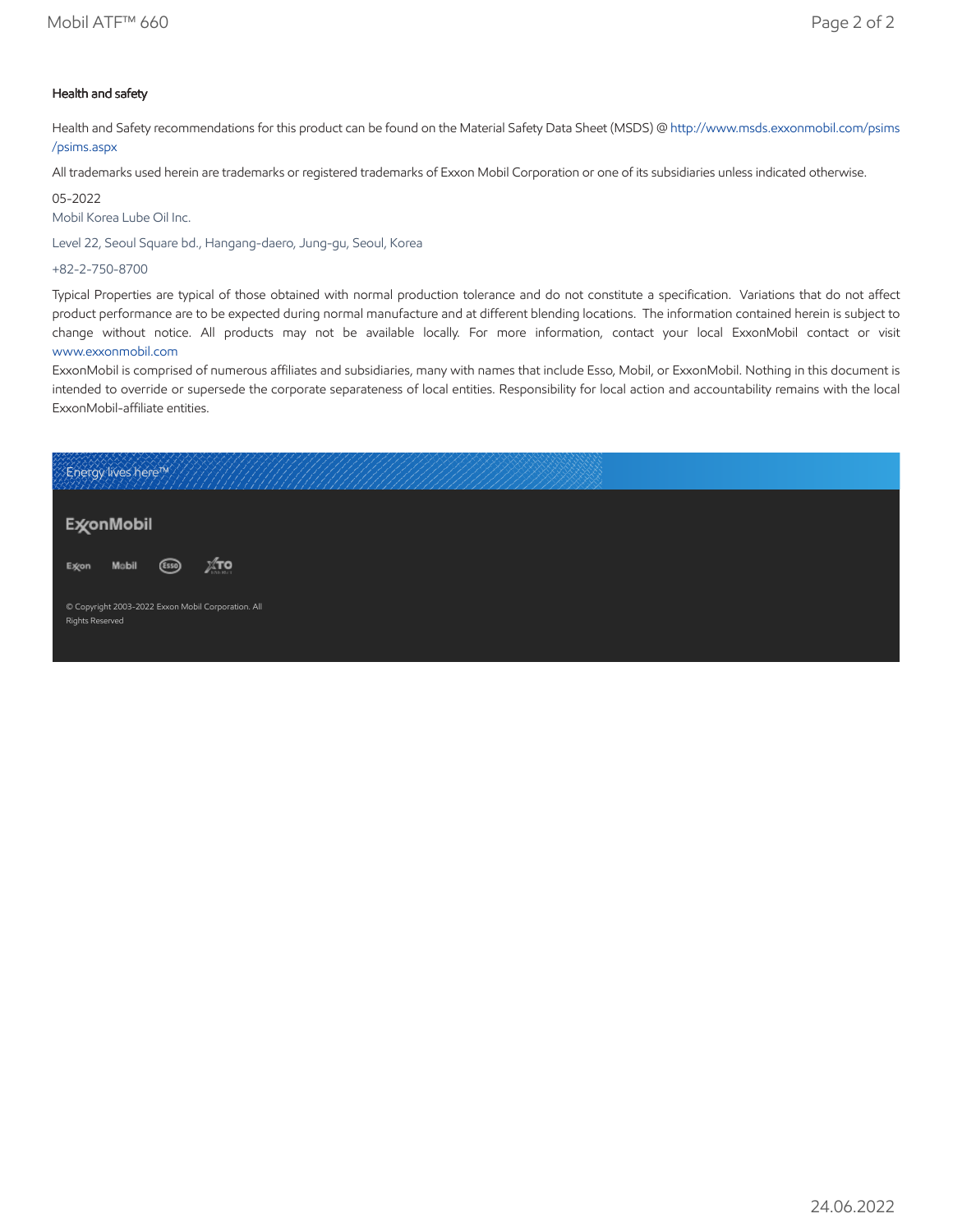### Health and safety

Health and Safety recommendations for this product can be found on the Material Safety Data Sheet (MSDS) @ http://www.msds.exxonmobil.com/psims/psims.aspx

All trademarks used herein are trademarks or registered trademarks of Exxon Mobil Corporation or one of its subsidiaries unless indicated otherwise.

05-2022
Mobil Korea Lube Oil Inc.

Level 22, Seoul Square bd., Hangang-daero, Jung-gu, Seoul, Korea

+82-2-750-8700

Typical Properties are typical of those obtained with normal production tolerance and do not constitute a specification. Variations that do not affect product performance are to be expected during normal manufacture and at different blending locations. The information contained herein is subject to change without notice. All products may not be available locally. For more information, contact your local ExxonMobil contact or visit www.exxonmobil.com

ExxonMobil is comprised of numerous affiliates and subsidiaries, many with names that include Esso, Mobil, or ExxonMobil. Nothing in this document is intended to override or supersede the corporate separateness of local entities. Responsibility for local action and accountability remains with the local ExxonMobil-affiliate entities.

Energy lives here™

ExxonMobil

Exxon Mobil Esso XTO

© Copyright 2003-2022 Exxon Mobil Corporation. All Rights Reserved